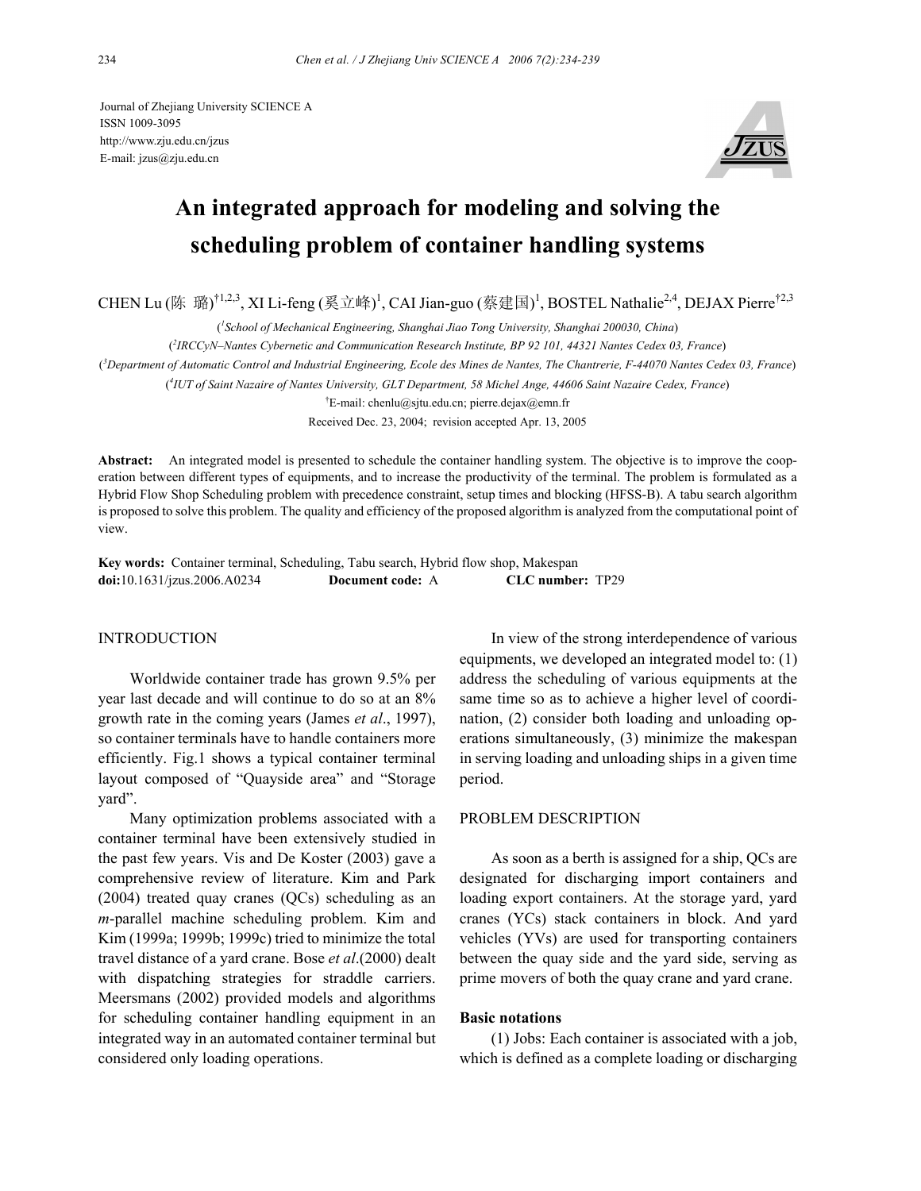Journal of Zhejiang University SCIENCE A
ISSN 1009-3095
http://www.zju.edu.cn/jzus
E-mail: jzus@zju.edu.cn

# An integrated approach for modeling and solving the scheduling problem of container handling systems

CHEN Lu (陈 璐)[†1,2,3], XI Li-feng (奚立峰)[1], CAI Jian-guo (蔡建国)[1], BOSTEL Nathalie[2,4], DEJAX Pierre[†2,3]

([1]*School of Mechanical Engineering, Shanghai Jiao Tong University, Shanghai 200030, China*)

([2]*IRCCyN–Nantes Cybernetic and Communication Research Institute, BP 92 101, 44321 Nantes Cedex 03, France*)

([3]*Department of Automatic Control and Industrial Engineering, Ecole des Mines de Nantes, The Chantrerie, F-44070 Nantes Cedex 03, France*)

([4]*IUT of Saint Nazaire of Nantes University, GLT Department, 58 Michel Ange, 44606 Saint Nazaire Cedex, France*)

[†]E-mail: chenlu@sjtu.edu.cn; pierre.dejax@emn.fr

Received Dec. 23, 2004; revision accepted Apr. 13, 2005

**Abstract:** An integrated model is presented to schedule the container handling system. The objective is to improve the cooperation between different types of equipments, and to increase the productivity of the terminal. The problem is formulated as a Hybrid Flow Shop Scheduling problem with precedence constraint, setup times and blocking (HFSS-B). A tabu search algorithm is proposed to solve this problem. The quality and efficiency of the proposed algorithm is analyzed from the computational point of view.

**Key words:** Container terminal, Scheduling, Tabu search, Hybrid flow shop, Makespan
**doi:**10.1631/jzus.2006.A0234 **Document code:** A **CLC number:** TP29

## INTRODUCTION

Worldwide container trade has grown 9.5% per year last decade and will continue to do so at an 8% growth rate in the coming years (James *et al*., 1997), so container terminals have to handle containers more efficiently. Fig.1 shows a typical container terminal layout composed of "Quayside area" and "Storage yard".

Many optimization problems associated with a container terminal have been extensively studied in the past few years. Vis and De Koster (2003) gave a comprehensive review of literature. Kim and Park (2004) treated quay cranes (QCs) scheduling as an *m*-parallel machine scheduling problem. Kim and Kim (1999a; 1999b; 1999c) tried to minimize the total travel distance of a yard crane. Bose *et al*.(2000) dealt with dispatching strategies for straddle carriers. Meersmans (2002) provided models and algorithms for scheduling container handling equipment in an integrated way in an automated container terminal but considered only loading operations.

In view of the strong interdependence of various equipments, we developed an integrated model to: (1) address the scheduling of various equipments at the same time so as to achieve a higher level of coordination, (2) consider both loading and unloading operations simultaneously, (3) minimize the makespan in serving loading and unloading ships in a given time period.

## PROBLEM DESCRIPTION

As soon as a berth is assigned for a ship, QCs are designated for discharging import containers and loading export containers. At the storage yard, yard cranes (YCs) stack containers in block. And yard vehicles (YVs) are used for transporting containers between the quay side and the yard side, serving as prime movers of both the quay crane and yard crane.

### Basic notations

(1) Jobs: Each container is associated with a job, which is defined as a complete loading or discharging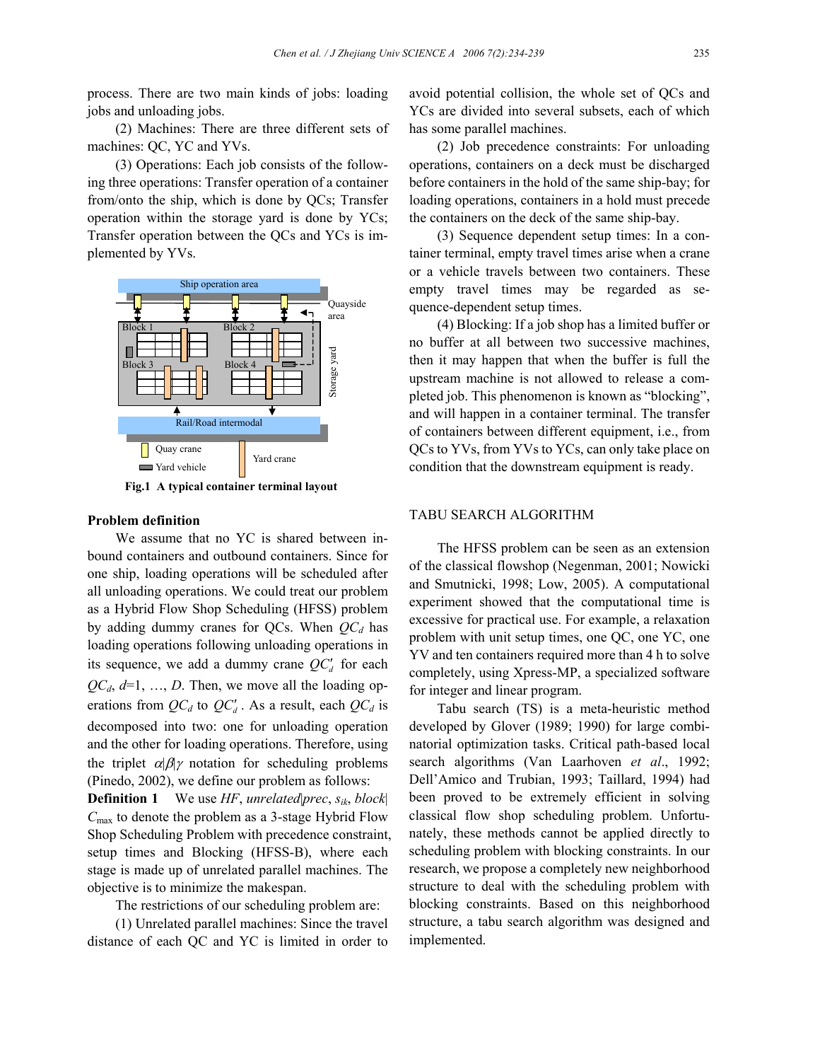process. There are two main kinds of jobs: loading jobs and unloading jobs.

(2) Machines: There are three different sets of machines: QC, YC and YVs.

(3) Operations: Each job consists of the following three operations: Transfer operation of a container from/onto the ship, which is done by QCs; Transfer operation within the storage yard is done by YCs; Transfer operation between the QCs and YCs is implemented by YVs.

**Fig.1 A typical container terminal layout**

### Problem definition

We assume that no YC is shared between inbound containers and outbound containers. Since for one ship, loading operations will be scheduled after all unloading operations. We could treat our problem as a Hybrid Flow Shop Scheduling (HFSS) problem by adding dummy cranes for QCs. When $QC_d$ has loading operations following unloading operations in its sequence, we add a dummy crane $QC'_d$ for each $QC_d$, $d$=1, …, $D$. Then, we move all the loading operations from $QC_d$ to $QC'_d$. As a result, each $QC_d$ is decomposed into two: one for unloading operation and the other for loading operations. Therefore, using the triplet $\alpha|\beta|\gamma$ notation for scheduling problems (Pinedo, 2002), we define our problem as follows:

**Definition 1** We use $HF$, $unrelated|prec$, $s_{ik}$, $block|C_{\max}$ to denote the problem as a 3-stage Hybrid Flow Shop Scheduling Problem with precedence constraint, setup times and Blocking (HFSS-B), where each stage is made up of unrelated parallel machines. The objective is to minimize the makespan.

The restrictions of our scheduling problem are:

(1) Unrelated parallel machines: Since the travel distance of each QC and YC is limited in order to avoid potential collision, the whole set of QCs and YCs are divided into several subsets, each of which has some parallel machines.

(2) Job precedence constraints: For unloading operations, containers on a deck must be discharged before containers in the hold of the same ship-bay; for loading operations, containers in a hold must precede the containers on the deck of the same ship-bay.

(3) Sequence dependent setup times: In a container terminal, empty travel times arise when a crane or a vehicle travels between two containers. These empty travel times may be regarded as sequence-dependent setup times.

(4) Blocking: If a job shop has a limited buffer or no buffer at all between two successive machines, then it may happen that when the buffer is full the upstream machine is not allowed to release a completed job. This phenomenon is known as “blocking”, and will happen in a container terminal. The transfer of containers between different equipment, i.e., from QCs to YVs, from YVs to YCs, can only take place on condition that the downstream equipment is ready.

## TABU SEARCH ALGORITHM

The HFSS problem can be seen as an extension of the classical flowshop (Negenman, 2001; Nowicki and Smutnicki, 1998; Low, 2005). A computational experiment showed that the computational time is excessive for practical use. For example, a relaxation problem with unit setup times, one QC, one YC, one YV and ten containers required more than 4 h to solve completely, using Xpress-MP, a specialized software for integer and linear program.

Tabu search (TS) is a meta-heuristic method developed by Glover (1989; 1990) for large combinatorial optimization tasks. Critical path-based local search algorithms (Van Laarhoven *et al*., 1992; Dell’Amico and Trubian, 1993; Taillard, 1994) had been proved to be extremely efficient in solving classical flow shop scheduling problem. Unfortunately, these methods cannot be applied directly to scheduling problem with blocking constraints. In our research, we propose a completely new neighborhood structure to deal with the scheduling problem with blocking constraints. Based on this neighborhood structure, a tabu search algorithm was designed and implemented.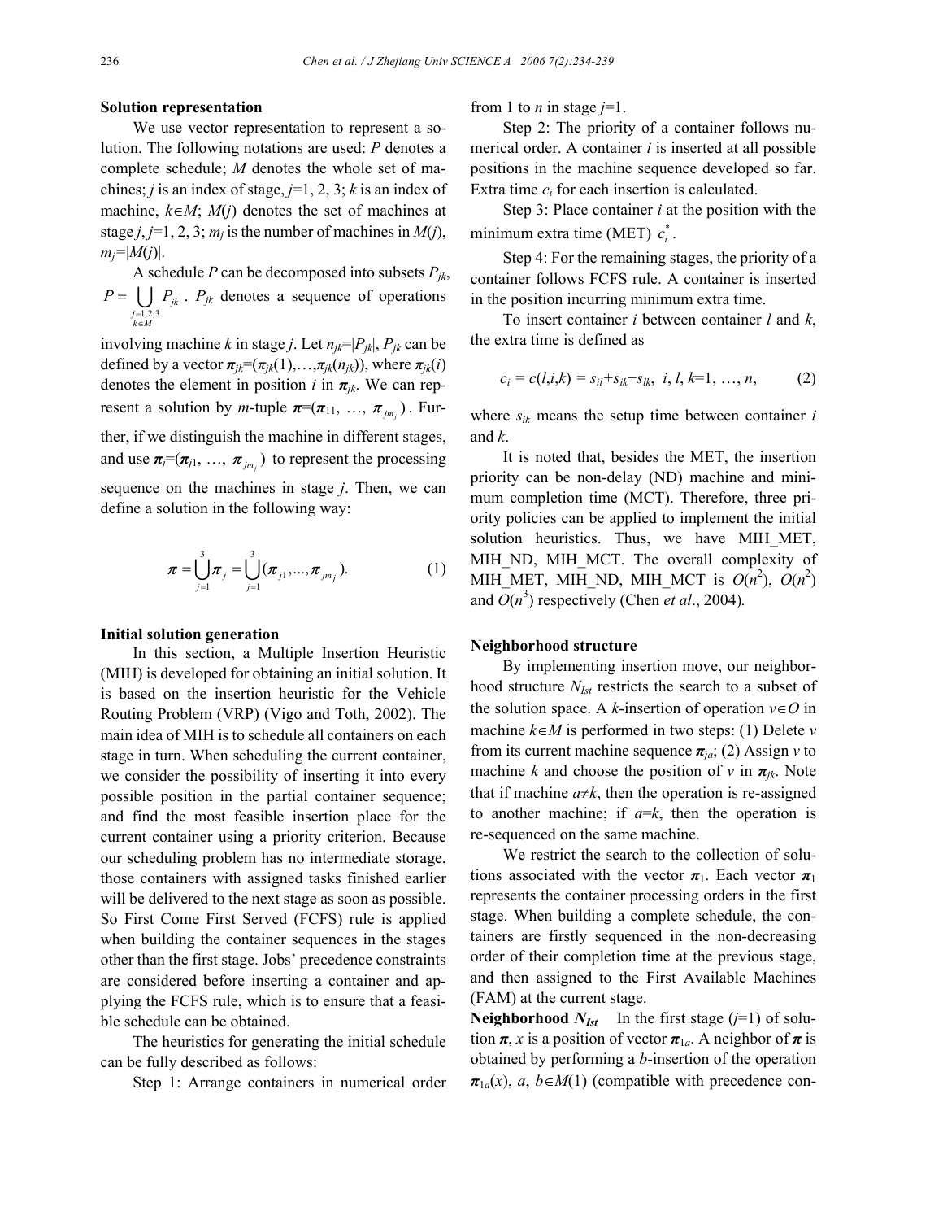**Solution representation**

We use vector representation to represent a solution. The following notations are used: $P$ denotes a complete schedule; $M$ denotes the whole set of machines; $j$ is an index of stage, $j$=1, 2, 3; $k$ is an index of machine, $k \in M$; $M(j)$ denotes the set of machines at stage $j$, $j$=1, 2, 3; $m_j$ is the number of machines in $M(j)$, $m_j=|M(j)|$.

A schedule $P$ can be decomposed into subsets $P_{jk}$, $P = \bigcup_{\substack{j=1,2,3 \\ k \in M}} P_{jk}$. $P_{jk}$ denotes a sequence of operations involving machine $k$ in stage $j$. Let $n_{jk}=|P_{jk}|$, $P_{jk}$ can be defined by a vector $\boldsymbol{\pi}_{jk}=(\pi_{jk}(1),\ldots,\pi_{jk}(n_{jk}))$, where $\pi_{jk}(i)$ denotes the element in position $i$ in $\boldsymbol{\pi}_{jk}$. We can represent a solution by $m$-tuple $\boldsymbol{\pi}=(\boldsymbol{\pi}_{11}, \ldots, \boldsymbol{\pi}_{jm_j})$. Further, if we distinguish the machine in different stages, and use $\boldsymbol{\pi}_j=(\boldsymbol{\pi}_{j1}, \ldots, \boldsymbol{\pi}_{jm_j})$ to represent the processing sequence on the machines in stage $j$. Then, we can define a solution in the following way:

$$\boldsymbol{\pi} = \bigcup_{j=1}^{3} \boldsymbol{\pi}_j = \bigcup_{j=1}^{3} (\boldsymbol{\pi}_{j1}, \ldots, \boldsymbol{\pi}_{jm_j}). \tag{1}$$

**Initial solution generation**

In this section, a Multiple Insertion Heuristic (MIH) is developed for obtaining an initial solution. It is based on the insertion heuristic for the Vehicle Routing Problem (VRP) (Vigo and Toth, 2002). The main idea of MIH is to schedule all containers on each stage in turn. When scheduling the current container, we consider the possibility of inserting it into every possible position in the partial container sequence; and find the most feasible insertion place for the current container using a priority criterion. Because our scheduling problem has no intermediate storage, those containers with assigned tasks finished earlier will be delivered to the next stage as soon as possible. So First Come First Served (FCFS) rule is applied when building the container sequences in the stages other than the first stage. Jobs' precedence constraints are considered before inserting a container and applying the FCFS rule, which is to ensure that a feasible schedule can be obtained.

The heuristics for generating the initial schedule can be fully described as follows:

Step 1: Arrange containers in numerical order from 1 to $n$ in stage $j$=1.

Step 2: The priority of a container follows numerical order. A container $i$ is inserted at all possible positions in the machine sequence developed so far. Extra time $c_i$ for each insertion is calculated.

Step 3: Place container $i$ at the position with the minimum extra time (MET) $c_i^*$.

Step 4: For the remaining stages, the priority of a container follows FCFS rule. A container is inserted in the position incurring minimum extra time.

To insert container $i$ between container $l$ and $k$, the extra time is defined as

$$c_i = c(l,i,k) = s_{il}+s_{ik}-s_{lk},\ \ i, l, k=1, \ldots, n, \tag{2}$$

where $s_{ik}$ means the setup time between container $i$ and $k$.

It is noted that, besides the MET, the insertion priority can be non-delay (ND) machine and minimum completion time (MCT). Therefore, three priority policies can be applied to implement the initial solution heuristics. Thus, we have MIH_MET, MIH_ND, MIH_MCT. The overall complexity of MIH_MET, MIH_ND, MIH_MCT is $O(n^2)$, $O(n^2)$ and $O(n^3)$ respectively (Chen *et al*., 2004).

**Neighborhood structure**

By implementing insertion move, our neighborhood structure $N_{Ist}$ restricts the search to a subset of the solution space. A $k$-insertion of operation $v \in O$ in machine $k \in M$ is performed in two steps: (1) Delete $v$ from its current machine sequence $\boldsymbol{\pi}_{ja}$; (2) Assign $v$ to machine $k$ and choose the position of $v$ in $\boldsymbol{\pi}_{jk}$. Note that if machine $a \neq k$, then the operation is re-assigned to another machine; if $a=k$, then the operation is re-sequenced on the same machine.

We restrict the search to the collection of solutions associated with the vector $\boldsymbol{\pi}_1$. Each vector $\boldsymbol{\pi}_1$ represents the container processing orders in the first stage. When building a complete schedule, the containers are firstly sequenced in the non-decreasing order of their completion time at the previous stage, and then assigned to the First Available Machines (FAM) at the current stage.

**Neighborhood $N_{Ist}$** In the first stage ($j$=1) of solution $\boldsymbol{\pi}$, $x$ is a position of vector $\boldsymbol{\pi}_{1a}$. A neighbor of $\boldsymbol{\pi}$ is obtained by performing a $b$-insertion of the operation $\boldsymbol{\pi}_{1a}(x)$, $a$, $b \in M(1)$ (compatible with precedence con-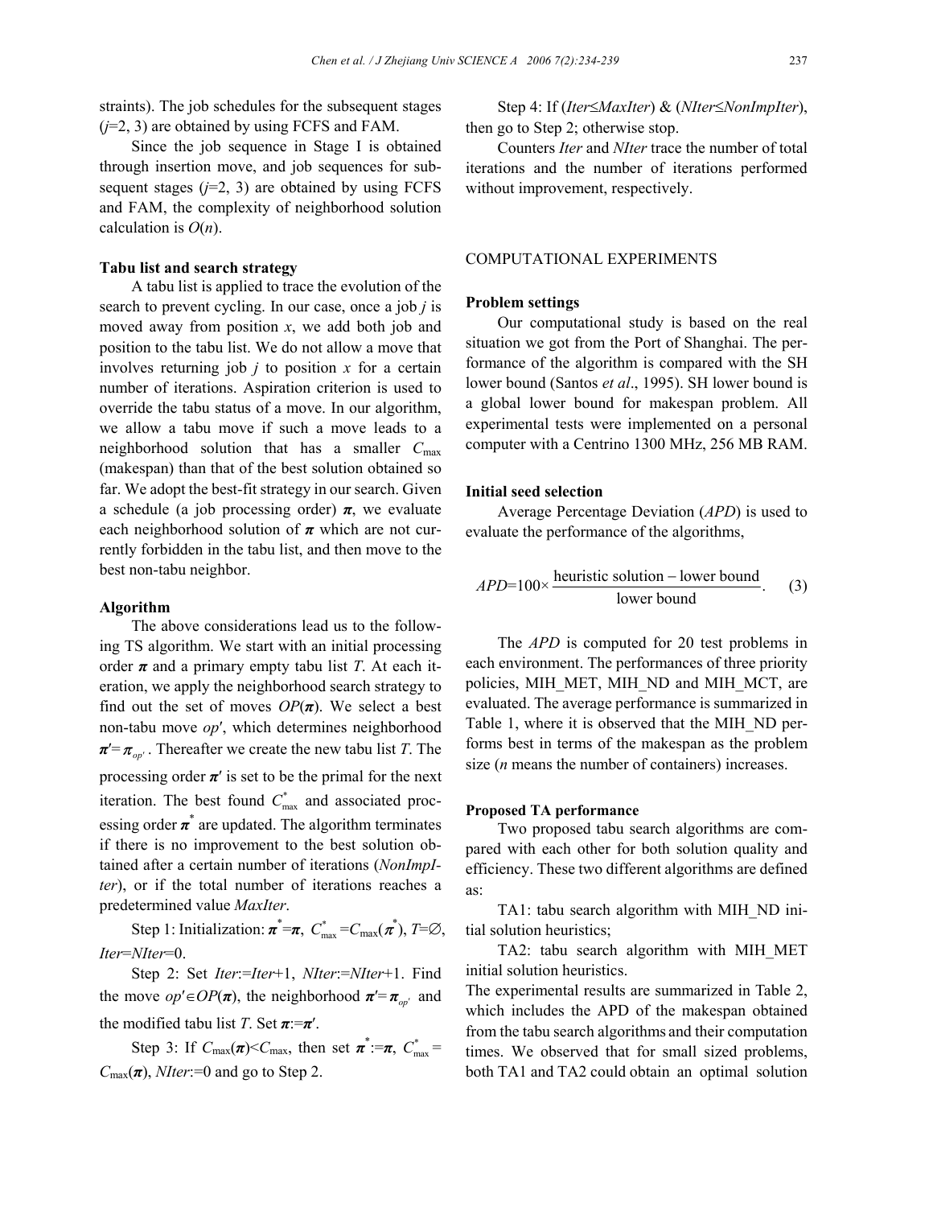straints). The job schedules for the subsequent stages ($j$=2, 3) are obtained by using FCFS and FAM.

Since the job sequence in Stage I is obtained through insertion move, and job sequences for subsequent stages ($j$=2, 3) are obtained by using FCFS and FAM, the complexity of neighborhood solution calculation is $O(n)$.

**Tabu list and search strategy**

A tabu list is applied to trace the evolution of the search to prevent cycling. In our case, once a job $j$ is moved away from position $x$, we add both job and position to the tabu list. We do not allow a move that involves returning job $j$ to position $x$ for a certain number of iterations. Aspiration criterion is used to override the tabu status of a move. In our algorithm, we allow a tabu move if such a move leads to a neighborhood solution that has a smaller $C_{\max}$ (makespan) than that of the best solution obtained so far. We adopt the best-fit strategy in our search. Given a schedule (a job processing order) $\boldsymbol{\pi}$, we evaluate each neighborhood solution of $\boldsymbol{\pi}$ which are not currently forbidden in the tabu list, and then move to the best non-tabu neighbor.

**Algorithm**

The above considerations lead us to the following TS algorithm. We start with an initial processing order $\boldsymbol{\pi}$ and a primary empty tabu list $T$. At each iteration, we apply the neighborhood search strategy to find out the set of moves $OP(\boldsymbol{\pi})$. We select a best non-tabu move $op'$, which determines neighborhood $\boldsymbol{\pi}'=\boldsymbol{\pi}_{op'}$. Thereafter we create the new tabu list $T$. The processing order $\boldsymbol{\pi}'$ is set to be the primal for the next iteration. The best found $C^*_{\max}$ and associated processing order $\boldsymbol{\pi}^*$ are updated. The algorithm terminates if there is no improvement to the best solution obtained after a certain number of iterations (*NonImpIter*), or if the total number of iterations reaches a predetermined value *MaxIter*.

Step 1: Initialization: $\boldsymbol{\pi}^*=\boldsymbol{\pi}$, $C^*_{\max}=C_{\max}(\boldsymbol{\pi}^*)$, $T=\varnothing$, *Iter*=*NIter*=0.

Step 2: Set *Iter*:=*Iter*+1, *NIter*:=*NIter*+1. Find the move $op'\in OP(\boldsymbol{\pi})$, the neighborhood $\boldsymbol{\pi}'=\boldsymbol{\pi}_{op'}$ and the modified tabu list $T$. Set $\boldsymbol{\pi}:=\boldsymbol{\pi}'$.

Step 3: If $C_{\max}(\boldsymbol{\pi})<C_{\max}$, then set $\boldsymbol{\pi}^*:=\boldsymbol{\pi}$, $C^*_{\max}=C_{\max}(\boldsymbol{\pi})$, *NIter*:=0 and go to Step 2.

Step 4: If (*Iter*≤*MaxIter*) & (*NIter*≤*NonImpIter*), then go to Step 2; otherwise stop.

Counters *Iter* and *NIter* trace the number of total iterations and the number of iterations performed without improvement, respectively.

## COMPUTATIONAL EXPERIMENTS

**Problem settings**

Our computational study is based on the real situation we got from the Port of Shanghai. The performance of the algorithm is compared with the SH lower bound (Santos *et al*., 1995). SH lower bound is a global lower bound for makespan problem. All experimental tests were implemented on a personal computer with a Centrino 1300 MHz, 256 MB RAM.

**Initial seed selection**

Average Percentage Deviation (*APD*) is used to evaluate the performance of the algorithms,

$$APD=100\times\frac{\text{heuristic solution}-\text{lower bound}}{\text{lower bound}}. \quad (3)$$

The *APD* is computed for 20 test problems in each environment. The performances of three priority policies, MIH_MET, MIH_ND and MIH_MCT, are evaluated. The average performance is summarized in Table 1, where it is observed that the MIH_ND performs best in terms of the makespan as the problem size ($n$ means the number of containers) increases.

**Proposed TA performance**

Two proposed tabu search algorithms are compared with each other for both solution quality and efficiency. These two different algorithms are defined as:

TA1: tabu search algorithm with MIH_ND initial solution heuristics;

TA2: tabu search algorithm with MIH_MET initial solution heuristics.

The experimental results are summarized in Table 2, which includes the APD of the makespan obtained from the tabu search algorithms and their computation times. We observed that for small sized problems, both TA1 and TA2 could obtain an optimal solution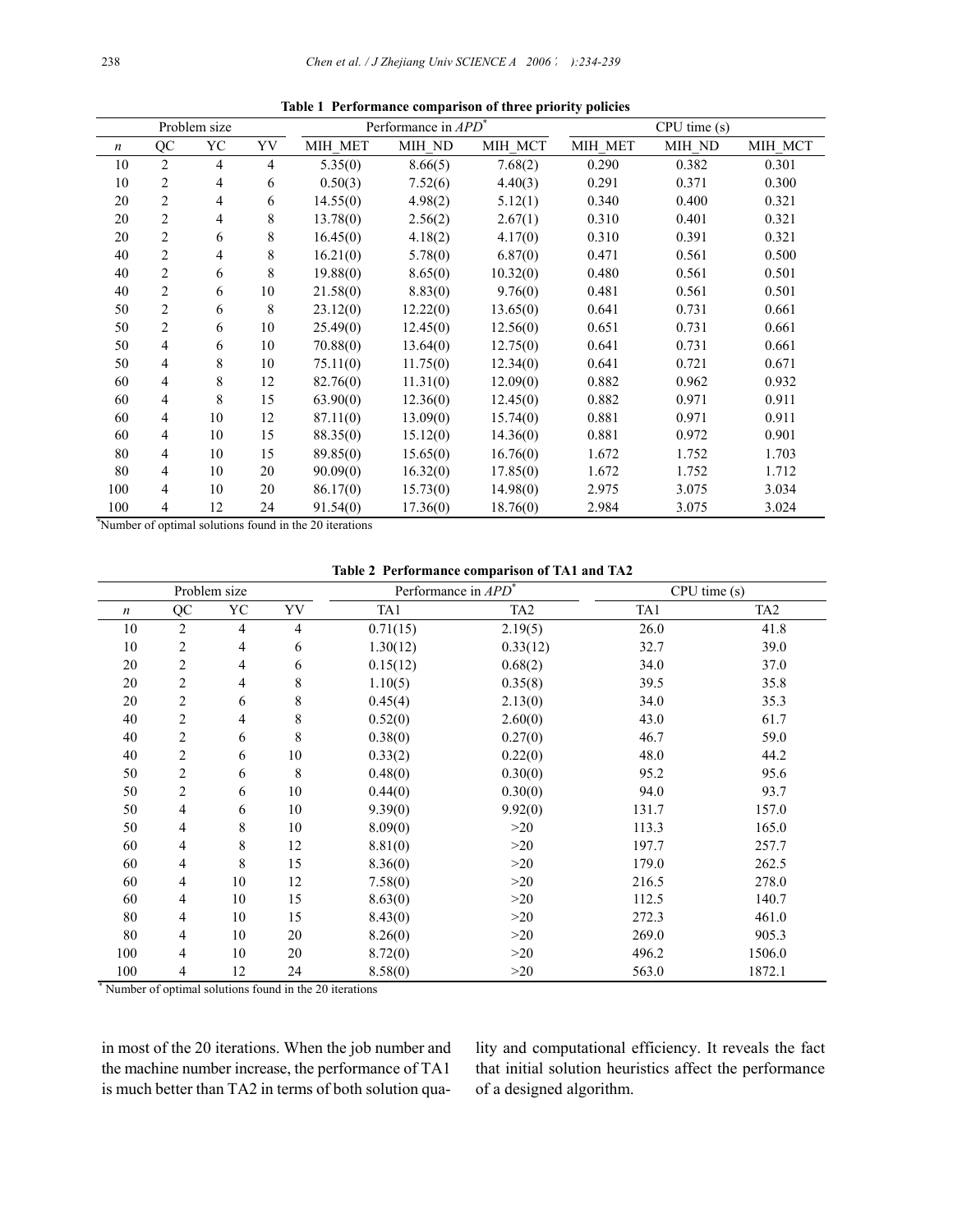**Table 1 Performance comparison of three priority policies**

| Problem size | | | | Performance in *APD*[*] | | | CPU time (s) | | |
|---|---|---|---|---|---|---|---|---|---|
| *n* | QC | YC | YV | MIH_MET | MIH_ND | MIH_MCT | MIH_MET | MIH_ND | MIH_MCT |
| 10 | 2 | 4 | 4 | 5.35(0) | 8.66(5) | 7.68(2) | 0.290 | 0.382 | 0.301 |
| 10 | 2 | 4 | 6 | 0.50(3) | 7.52(6) | 4.40(3) | 0.291 | 0.371 | 0.300 |
| 20 | 2 | 4 | 6 | 14.55(0) | 4.98(2) | 5.12(1) | 0.340 | 0.400 | 0.321 |
| 20 | 2 | 4 | 8 | 13.78(0) | 2.56(2) | 2.67(1) | 0.310 | 0.401 | 0.321 |
| 20 | 2 | 6 | 8 | 16.45(0) | 4.18(2) | 4.17(0) | 0.310 | 0.391 | 0.321 |
| 40 | 2 | 4 | 8 | 16.21(0) | 5.78(0) | 6.87(0) | 0.471 | 0.561 | 0.500 |
| 40 | 2 | 6 | 8 | 19.88(0) | 8.65(0) | 10.32(0) | 0.480 | 0.561 | 0.501 |
| 40 | 2 | 6 | 10 | 21.58(0) | 8.83(0) | 9.76(0) | 0.481 | 0.561 | 0.501 |
| 50 | 2 | 6 | 8 | 23.12(0) | 12.22(0) | 13.65(0) | 0.641 | 0.731 | 0.661 |
| 50 | 2 | 6 | 10 | 25.49(0) | 12.45(0) | 12.56(0) | 0.651 | 0.731 | 0.661 |
| 50 | 4 | 6 | 10 | 70.88(0) | 13.64(0) | 12.75(0) | 0.641 | 0.731 | 0.661 |
| 50 | 4 | 8 | 10 | 75.11(0) | 11.75(0) | 12.34(0) | 0.641 | 0.721 | 0.671 |
| 60 | 4 | 8 | 12 | 82.76(0) | 11.31(0) | 12.09(0) | 0.882 | 0.962 | 0.932 |
| 60 | 4 | 8 | 15 | 63.90(0) | 12.36(0) | 12.45(0) | 0.882 | 0.971 | 0.911 |
| 60 | 4 | 10 | 12 | 87.11(0) | 13.09(0) | 15.74(0) | 0.881 | 0.971 | 0.911 |
| 60 | 4 | 10 | 15 | 88.35(0) | 15.12(0) | 14.36(0) | 0.881 | 0.972 | 0.901 |
| 80 | 4 | 10 | 15 | 89.85(0) | 15.65(0) | 16.76(0) | 1.672 | 1.752 | 1.703 |
| 80 | 4 | 10 | 20 | 90.09(0) | 16.32(0) | 17.85(0) | 1.672 | 1.752 | 1.712 |
| 100 | 4 | 10 | 20 | 86.17(0) | 15.73(0) | 14.98(0) | 2.975 | 3.075 | 3.034 |
| 100 | 4 | 12 | 24 | 91.54(0) | 17.36(0) | 18.76(0) | 2.984 | 3.075 | 3.024 |

[*]Number of optimal solutions found in the 20 iterations

**Table 2 Performance comparison of TA1 and TA2**

| Problem size | | | | Performance in *APD*[*] | | CPU time (s) | |
|---|---|---|---|---|---|---|---|
| *n* | QC | YC | YV | TA1 | TA2 | TA1 | TA2 |
| 10 | 2 | 4 | 4 | 0.71(15) | 2.19(5) | 26.0 | 41.8 |
| 10 | 2 | 4 | 6 | 1.30(12) | 0.33(12) | 32.7 | 39.0 |
| 20 | 2 | 4 | 6 | 0.15(12) | 0.68(2) | 34.0 | 37.0 |
| 20 | 2 | 4 | 8 | 1.10(5) | 0.35(8) | 39.5 | 35.8 |
| 20 | 2 | 6 | 8 | 0.45(4) | 2.13(0) | 34.0 | 35.3 |
| 40 | 2 | 4 | 8 | 0.52(0) | 2.60(0) | 43.0 | 61.7 |
| 40 | 2 | 6 | 8 | 0.38(0) | 0.27(0) | 46.7 | 59.0 |
| 40 | 2 | 6 | 10 | 0.33(2) | 0.22(0) | 48.0 | 44.2 |
| 50 | 2 | 6 | 8 | 0.48(0) | 0.30(0) | 95.2 | 95.6 |
| 50 | 2 | 6 | 10 | 0.44(0) | 0.30(0) | 94.0 | 93.7 |
| 50 | 4 | 6 | 10 | 9.39(0) | 9.92(0) | 131.7 | 157.0 |
| 50 | 4 | 8 | 10 | 8.09(0) | >20 | 113.3 | 165.0 |
| 60 | 4 | 8 | 12 | 8.81(0) | >20 | 197.7 | 257.7 |
| 60 | 4 | 8 | 15 | 8.36(0) | >20 | 179.0 | 262.5 |
| 60 | 4 | 10 | 12 | 7.58(0) | >20 | 216.5 | 278.0 |
| 60 | 4 | 10 | 15 | 8.63(0) | >20 | 112.5 | 140.7 |
| 80 | 4 | 10 | 15 | 8.43(0) | >20 | 272.3 | 461.0 |
| 80 | 4 | 10 | 20 | 8.26(0) | >20 | 269.0 | 905.3 |
| 100 | 4 | 10 | 20 | 8.72(0) | >20 | 496.2 | 1506.0 |
| 100 | 4 | 12 | 24 | 8.58(0) | >20 | 563.0 | 1872.1 |

[*] Number of optimal solutions found in the 20 iterations

in most of the 20 iterations. When the job number and the machine number increase, the performance of TA1 is much better than TA2 in terms of both solution quality and computational efficiency. It reveals the fact that initial solution heuristics affect the performance of a designed algorithm.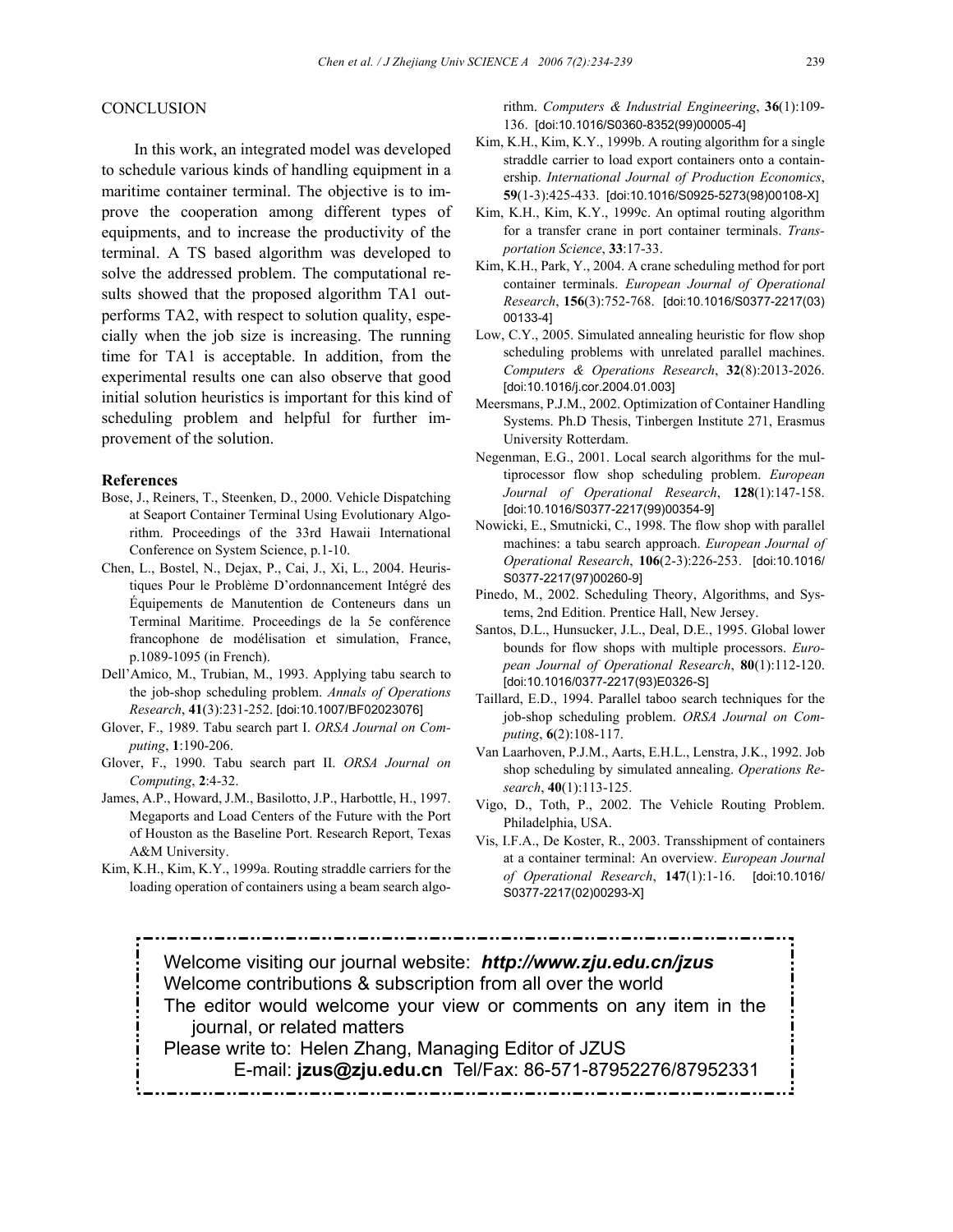## CONCLUSION

In this work, an integrated model was developed to schedule various kinds of handling equipment in a maritime container terminal. The objective is to improve the cooperation among different types of equipments, and to increase the productivity of the terminal. A TS based algorithm was developed to solve the addressed problem. The computational results showed that the proposed algorithm TA1 outperforms TA2, with respect to solution quality, especially when the job size is increasing. The running time for TA1 is acceptable. In addition, from the experimental results one can also observe that good initial solution heuristics is important for this kind of scheduling problem and helpful for further improvement of the solution.

### References

Bose, J., Reiners, T., Steenken, D., 2000. Vehicle Dispatching at Seaport Container Terminal Using Evolutionary Algorithm. Proceedings of the 33rd Hawaii International Conference on System Science, p.1-10.

Chen, L., Bostel, N., Dejax, P., Cai, J., Xi, L., 2004. Heuristiques Pour le Problème D'ordonnancement Intégré des Équipements de Manutention de Conteneurs dans un Terminal Maritime. Proceedings de la 5e conférence francophone de modélisation et simulation, France, p.1089-1095 (in French).

Dell'Amico, M., Trubian, M., 1993. Applying tabu search to the job-shop scheduling problem. *Annals of Operations Research*, **41**(3):231-252. [doi:10.1007/BF02023076]

Glover, F., 1989. Tabu search part I. *ORSA Journal on Computing*, **1**:190-206.

Glover, F., 1990. Tabu search part II. *ORSA Journal on Computing*, **2**:4-32.

James, A.P., Howard, J.M., Basilotto, J.P., Harbottle, H., 1997. Megaports and Load Centers of the Future with the Port of Houston as the Baseline Port. Research Report, Texas A&M University.

Kim, K.H., Kim, K.Y., 1999a. Routing straddle carriers for the loading operation of containers using a beam search algorithm. *Computers & Industrial Engineering*, **36**(1):109-136. [doi:10.1016/S0360-8352(99)00005-4]

Kim, K.H., Kim, K.Y., 1999b. A routing algorithm for a single straddle carrier to load export containers onto a containership. *International Journal of Production Economics*, **59**(1-3):425-433. [doi:10.1016/S0925-5273(98)00108-X]

Kim, K.H., Kim, K.Y., 1999c. An optimal routing algorithm for a transfer crane in port container terminals. *Transportation Science*, **33**:17-33.

Kim, K.H., Park, Y., 2004. A crane scheduling method for port container terminals. *European Journal of Operational Research*, **156**(3):752-768. [doi:10.1016/S0377-2217(03)00133-4]

Low, C.Y., 2005. Simulated annealing heuristic for flow shop scheduling problems with unrelated parallel machines. *Computers & Operations Research*, **32**(8):2013-2026. [doi:10.1016/j.cor.2004.01.003]

Meersmans, P.J.M., 2002. Optimization of Container Handling Systems. Ph.D Thesis, Tinbergen Institute 271, Erasmus University Rotterdam.

Negenman, E.G., 2001. Local search algorithms for the multiprocessor flow shop scheduling problem. *European Journal of Operational Research*, **128**(1):147-158. [doi:10.1016/S0377-2217(99)00354-9]

Nowicki, E., Smutnicki, C., 1998. The flow shop with parallel machines: a tabu search approach. *European Journal of Operational Research*, **106**(2-3):226-253. [doi:10.1016/S0377-2217(97)00260-9]

Pinedo, M., 2002. Scheduling Theory, Algorithms, and Systems, 2nd Edition. Prentice Hall, New Jersey.

Santos, D.L., Hunsucker, J.L., Deal, D.E., 1995. Global lower bounds for flow shops with multiple processors. *European Journal of Operational Research*, **80**(1):112-120. [doi:10.1016/0377-2217(93)E0326-S]

Taillard, E.D., 1994. Parallel taboo search techniques for the job-shop scheduling problem. *ORSA Journal on Computing*, **6**(2):108-117.

Van Laarhoven, P.J.M., Aarts, E.H.L., Lenstra, J.K., 1992. Job shop scheduling by simulated annealing. *Operations Research*, **40**(1):113-125.

Vigo, D., Toth, P., 2002. The Vehicle Routing Problem. Philadelphia, USA.

Vis, I.F.A., De Koster, R., 2003. Transshipment of containers at a container terminal: An overview. *European Journal of Operational Research*, **147**(1):1-16. [doi:10.1016/S0377-2217(02)00293-X]

Welcome visiting our journal website: ***http://www.zju.edu.cn/jzus***
Welcome contributions & subscription from all over the world
The editor would welcome your view or comments on any item in the journal, or related matters
Please write to: Helen Zhang, Managing Editor of JZUS
E-mail: **jzus@zju.edu.cn** Tel/Fax: 86-571-87952276/87952331